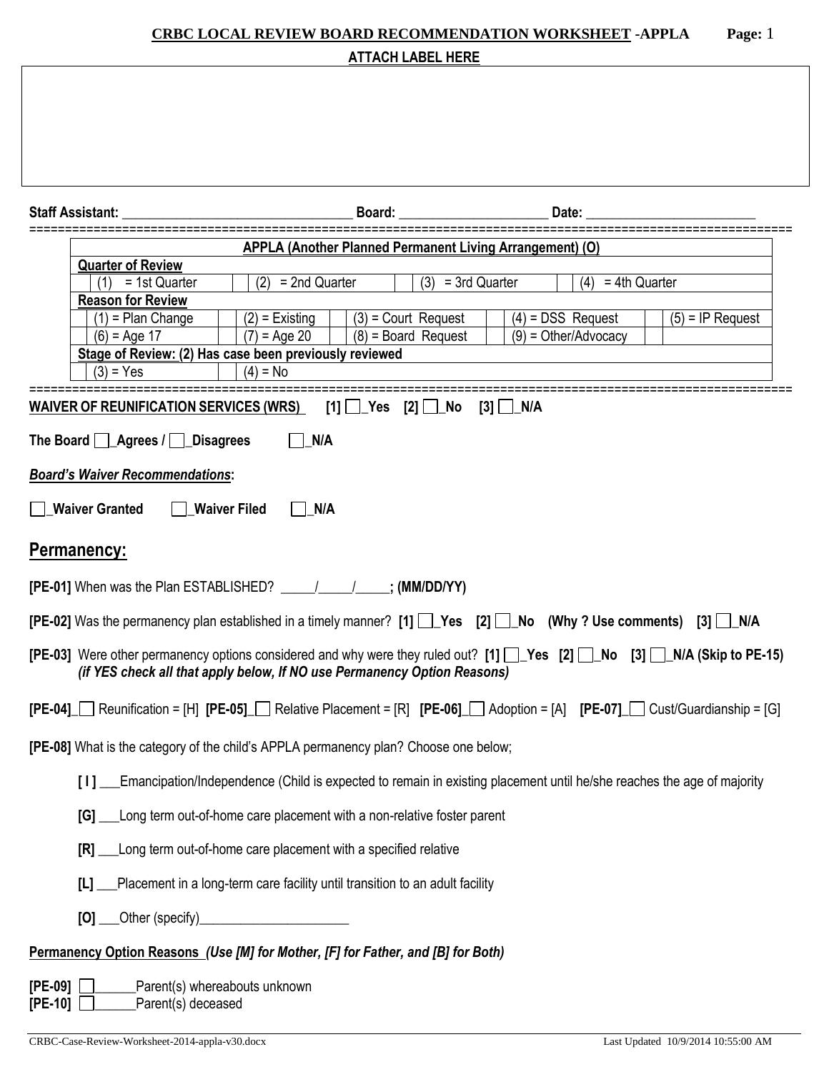**CRBC LOCAL REVIEW BOARD RECOMMENDATION WORKSHEET -APPLA** **Page:** 1

**ATTACH LABEL HERE**

**Staff Assistant:** ______________________________ **Board:** ____________________ **Date:** ______________________

| **APPLA (Another Planned Permanent Living Arrangement) (O)** | | | | |
|---|---|---|---|---|
| **Quarter of Review** | | | | |
| (1) = 1st Quarter | (2) = 2nd Quarter | (3) = 3rd Quarter | (4) = 4th Quarter | |
| **Reason for Review** | | | | |
| (1) = Plan Change | (2) = Existing | (3) = Court Request | (4) = DSS Request | (5) = IP Request |
| (6) = Age 17 | (7) = Age 20 | (8) = Board Request | (9) = Other/Advocacy | |
| **Stage of Review: (2) Has case been previously reviewed** | | | | |
| (3) = Yes | (4) = No | | | |

**WAIVER OF REUNIFICATION SERVICES (WRS)** [1] ☐_Yes [2] ☐_No [3] ☐_N/A

**The Board** ☐_**Agrees /** ☐_**Disagrees** ☐_**N/A**

***Board's Waiver Recommendations*:**

☐_**Waiver Granted** ☐_**Waiver Filed** ☐_**N/A**

## Permanency:

**[PE-01]** When was the Plan ESTABLISHED? _____/_____/_____; **(MM/DD/YY)**

**[PE-02]** Was the permanency plan established in a timely manner? **[1]** ☐_**Yes** **[2]** ☐_**No** **(Why ? Use comments)** **[3]** ☐_**N/A**

**[PE-03]** Were other permanency options considered and why were they ruled out? **[1]** ☐_**Yes** **[2]** ☐_**No** **[3]** ☐_**N/A (Skip to PE-15)**
***(if YES check all that apply below, If NO use Permanency Option Reasons)***

**[PE-04]**_☐ Reunification = [H] **[PE-05]**_☐ Relative Placement = [R] **[PE-06]**_☐ Adoption = [A] **[PE-07]**_☐ Cust/Guardianship = [G]

**[PE-08]** What is the category of the child's APPLA permanency plan? Choose one below;

**[ I ]** ___Emancipation/Independence (Child is expected to remain in existing placement until he/she reaches the age of majority

**[G]** ___Long term out-of-home care placement with a non-relative foster parent

**[R]** ___Long term out-of-home care placement with a specified relative

**[L]** ___Placement in a long-term care facility until transition to an adult facility

**[O]** ___Other (specify)______________________

**Permanency Option Reasons** ***(Use [M] for Mother, [F] for Father, and [B] for Both)***

**[PE-09]** ☐______Parent(s) whereabouts unknown
**[PE-10]** ☐______Parent(s) deceased

CRBC-Case-Review-Worksheet-2014-appla-v30.docx Last Updated 10/9/2014 10:55:00 AM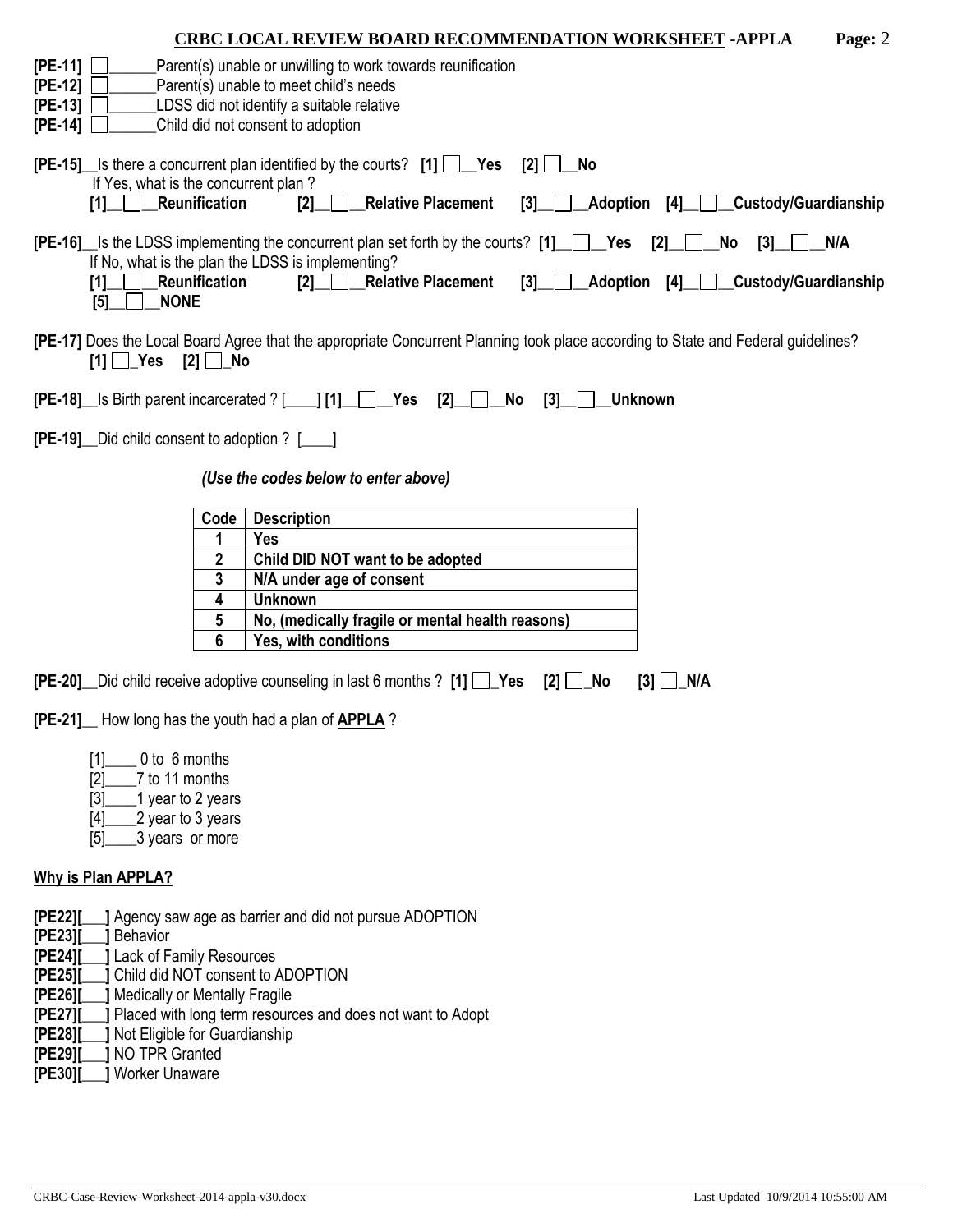**[PE-11]** ☐______Parent(s) unable or unwilling to work towards reunification
**[PE-12]** ☐______Parent(s) unable to meet child's needs
**[PE-13]** ☐______LDSS did not identify a suitable relative
**[PE-14]** ☐______Child did not consent to adoption

**[PE-15]**__Is there a concurrent plan identified by the courts? **[1]** ☐__**Yes** **[2]** ☐__**No**
If Yes, what is the concurrent plan ?
**[1]**__☐__**Reunification** **[2]**__☐__**Relative Placement** **[3]**__☐__**Adoption** **[4]**__☐__**Custody/Guardianship**

**[PE-16]**__Is the LDSS implementing the concurrent plan set forth by the courts? **[1]**__☐__**Yes** **[2]**__☐__**No** **[3]**__☐__**N/A**
If No, what is the plan the LDSS is implementing?
**[1]**__☐__**Reunification** **[2]**__☐__**Relative Placement** **[3]**__☐__**Adoption** **[4]**__☐__**Custody/Guardianship**
**[5]**__☐__**NONE**

**[PE-17]** Does the Local Board Agree that the appropriate Concurrent Planning took place according to State and Federal guidelines?
**[1]** ☐_**Yes** **[2]** ☐_**No**

**[PE-18]**__Is Birth parent incarcerated ? [____] **[1]**__☐__**Yes** **[2]**__☐__**No** **[3]**__☐__**Unknown**

**[PE-19]**__Did child consent to adoption ? [____]

*(Use the codes below to enter above)*

| Code | Description |
|---|---|
| 1 | Yes |
| 2 | Child DID NOT want to be adopted |
| 3 | N/A under age of consent |
| 4 | Unknown |
| 5 | No, (medically fragile or mental health reasons) |
| 6 | Yes, with conditions |

**[PE-20]**__Did child receive adoptive counseling in last 6 months ? **[1]** ☐_**Yes** **[2]** ☐_**No** **[3]** ☐_**N/A**

**[PE-21]**__ How long has the youth had a plan of **APPLA** ?

[1]____ 0 to 6 months
[2]____7 to 11 months
[3]____1 year to 2 years
[4]____2 year to 3 years
[5]____3 years or more

**Why is Plan APPLA?**

**[PE22][___]** Agency saw age as barrier and did not pursue ADOPTION
**[PE23][___]** Behavior
**[PE24][___]** Lack of Family Resources
**[PE25][___]** Child did NOT consent to ADOPTION
**[PE26][___]** Medically or Mentally Fragile
**[PE27][___]** Placed with long term resources and does not want to Adopt
**[PE28][___]** Not Eligible for Guardianship
**[PE29][___]** NO TPR Granted
**[PE30][___]** Worker Unaware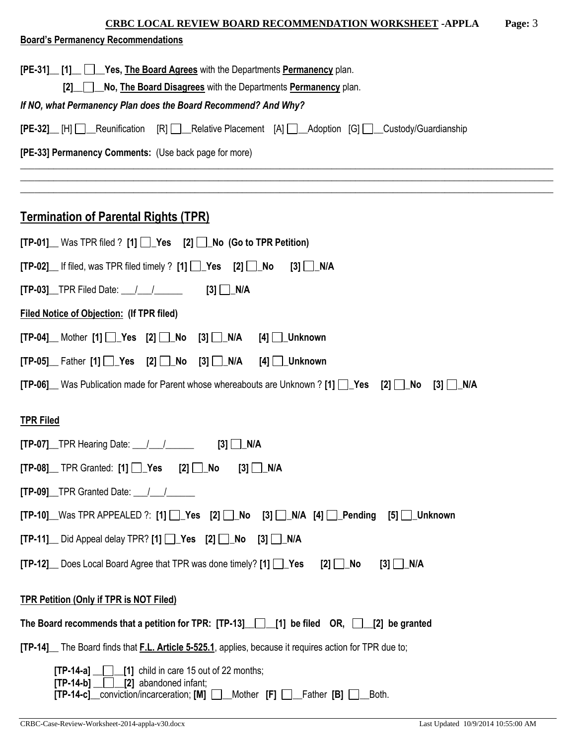**CRBC LOCAL REVIEW BOARD RECOMMENDATION WORKSHEET -APPLA**

**Board's Permanency Recommendations**

**[PE-31]__ [1]__ ☐__Yes, The Board Agrees** with the Departments **Permanency** plan.

**[2]__☐__No, The Board Disagrees** with the Departments **Permanency** plan.

***If NO, what Permanency Plan does the Board Recommend? And Why?***

**[PE-32]__** [H] ☐__Reunification [R] ☐__Relative Placement [A] ☐__Adoption [G] ☐__Custody/Guardianship

**[PE-33] Permanency Comments:** (Use back page for more)

______________________________________________________________________________

______________________________________________________________________________

______________________________________________________________________________

## Termination of Parental Rights (TPR)

**[TP-01]__** Was TPR filed ? **[1] ☐_Yes [2] ☐_No (Go to TPR Petition)**

**[TP-02]__** If filed, was TPR filed timely ? **[1] ☐_Yes [2] ☐_No [3] ☐_N/A**

**[TP-03]__**TPR Filed Date: ___/___/______ **[3] ☐_N/A**

**Filed Notice of Objection: (If TPR filed)**

**[TP-04]__** Mother **[1] ☐_Yes [2] ☐_No [3] ☐_N/A [4] ☐_Unknown**

**[TP-05]__** Father **[1] ☐_Yes [2] ☐_No [3] ☐_N/A [4] ☐_Unknown**

**[TP-06]__** Was Publication made for Parent whose whereabouts are Unknown ? **[1] ☐_Yes [2] ☐_No [3] ☐_N/A**

**TPR Filed**

**[TP-07]__**TPR Hearing Date: ___/___/______ **[3] ☐_N/A**

**[TP-08]__** TPR Granted: **[1] ☐_Yes [2] ☐_No [3] ☐_N/A**

**[TP-09]__**TPR Granted Date: ___/___/______

**[TP-10]__**Was TPR APPEALED ?: **[1] ☐_Yes [2] ☐_No [3] ☐_N/A [4] ☐_Pending [5] ☐_Unknown**

**[TP-11]__** Did Appeal delay TPR? **[1] ☐_Yes [2] ☐_No [3] ☐_N/A**

**[TP-12]__** Does Local Board Agree that TPR was done timely? **[1] ☐_Yes [2] ☐_No [3] ☐_N/A**

**TPR Petition (Only if TPR is NOT Filed)**

**The Board recommends that a petition for TPR: [TP-13]__☐__[1] be filed OR, ☐__[2] be granted**

**[TP-14]__** The Board finds that **F.L. Article 5-525.1**, applies, because it requires action for TPR due to;

**[TP-14-a]** __☐__**[1]** child in care 15 out of 22 months;
**[TP-14-b]** __☐__**[2]** abandoned infant;
**[TP-14-c]**__conviction/incarceration; **[M]** ☐__Mother **[F]** ☐__Father **[B]** ☐__Both.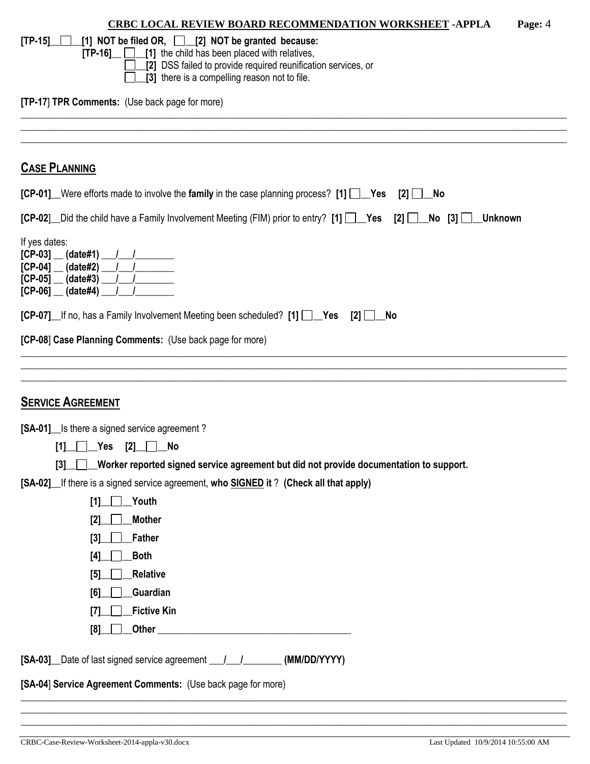**[TP-15]__☐__[1] NOT be filed OR, ☐__[2] NOT be granted because:**

**[TP-16]__ ☐__[1]** the child has been placed with relatives,

☐__**[2]** DSS failed to provide required reunification services, or

☐__**[3]** there is a compelling reason not to file.

**[TP-17] TPR Comments:** (Use back page for more)

_______________________________________________________________________________

_______________________________________________________________________________

_______________________________________________________________________________

## CASE PLANNING

**[CP-01]**__Were efforts made to involve the **family** in the case planning process? **[1]** ☐__**Yes** **[2]** ☐__**No**

**[CP-02]**__Did the child have a Family Involvement Meeting (FIM) prior to entry? **[1]** ☐__**Yes** **[2]** ☐__**No** **[3]** ☐__**Unknown**

If yes dates:

**[CP-03] __ (date#1)** ___/___/________

**[CP-04] __ (date#2)** ___/___/________

**[CP-05] __ (date#3)** ___/___/________

**[CP-06] __ (date#4)** ___/___/________

**[CP-07]**__If no, has a Family Involvement Meeting been scheduled? **[1]** ☐__**Yes** **[2]** ☐__**No**

**[CP-08] Case Planning Comments:** (Use back page for more)

_______________________________________________________________________________

_______________________________________________________________________________

_______________________________________________________________________________

## SERVICE AGREEMENT

**[SA-01]**__Is there a signed service agreement ?

**[1]__☐__Yes** **[2]__☐__No**

**[3]__☐__Worker reported signed service agreement but did not provide documentation to support.**

**[SA-02]**__If there is a signed service agreement, **who SIGNED it** ? **(Check all that apply)**

**[1]__☐__Youth**

**[2]__☐__Mother**

**[3]__☐__Father**

**[4]__☐__Both**

**[5]__☐__Relative**

**[6]__☐__Guardian**

**[7]__☐__Fictive Kin**

**[8]__☐__Other** ______________________________________

**[SA-03]**__Date of last signed service agreement ___/___/________ **(MM/DD/YYYY)**

**[SA-04] Service Agreement Comments:** (Use back page for more)

_______________________________________________________________________________

_______________________________________________________________________________

_______________________________________________________________________________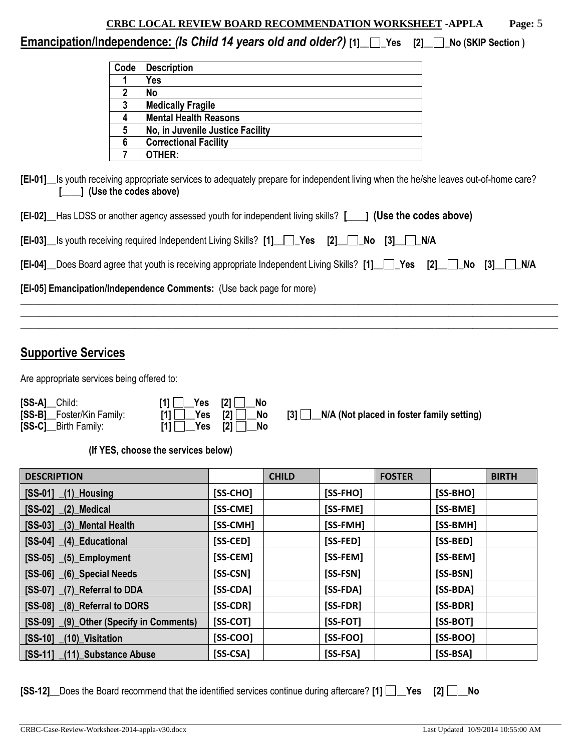**CRBC LOCAL REVIEW BOARD RECOMMENDATION WORKSHEET -APPLA**

## Emancipation/Independence: *(Is Child 14 years old and older?)* [1]__☐_Yes [2]__☐_No (SKIP Section )

| Code | Description |
|---|---|
| 1 | Yes |
| 2 | No |
| 3 | Medically Fragile |
| 4 | Mental Health Reasons |
| 5 | No, in Juvenile Justice Facility |
| 6 | Correctional Facility |
| 7 | OTHER: |

**[EI-01]**__Is youth receiving appropriate services to adequately prepare for independent living when the he/she leaves out-of-home care? **[____] (Use the codes above)**

**[EI-02]**__Has LDSS or another agency assessed youth for independent living skills? **[____] (Use the codes above)**

**[EI-03]**__Is youth receiving required Independent Living Skills? **[1]__☐_Yes [2]__☐_No [3]__☐_N/A**

**[EI-04]**__Does Board agree that youth is receiving appropriate Independent Living Skills? **[1]__☐_Yes [2]__☐_No [3]__☐_N/A**

**[EI-05] Emancipation/Independence Comments:** (Use back page for more)

______________________________________________________________________________________________

______________________________________________________________________________________________

______________________________________________________________________________________________

## Supportive Services

Are appropriate services being offered to:

**[SS-A]**__Child: **[1] ☐__Yes [2] ☐__No**
**[SS-B]**__Foster/Kin Family: **[1] ☐__Yes [2] ☐__No [3] ☐__N/A (Not placed in foster family setting)**
**[SS-C]**__Birth Family: **[1] ☐__Yes [2] ☐__No**

**(If YES, choose the services below)**

| DESCRIPTION | | CHILD | | FOSTER | | BIRTH |
|---|---|---|---|---|---|---|
| [SS-01] _(1)_Housing | [SS-CHO] | | [SS-FHO] | | [SS-BHO] | |
| [SS-02] _(2)_Medical | [SS-CME] | | [SS-FME] | | [SS-BME] | |
| [SS-03] _(3)_Mental Health | [SS-CMH] | | [SS-FMH] | | [SS-BMH] | |
| [SS-04] _(4)_Educational | [SS-CED] | | [SS-FED] | | [SS-BED] | |
| [SS-05] _(5)_Employment | [SS-CEM] | | [SS-FEM] | | [SS-BEM] | |
| [SS-06] _(6)_Special Needs | [SS-CSN] | | [SS-FSN] | | [SS-BSN] | |
| [SS-07] _(7)_Referral to DDA | [SS-CDA] | | [SS-FDA] | | [SS-BDA] | |
| [SS-08] _(8)_Referral to DORS | [SS-CDR] | | [SS-FDR] | | [SS-BDR] | |
| [SS-09] _(9)_Other (Specify in Comments) | [SS-COT] | | [SS-FOT] | | [SS-BOT] | |
| [SS-10] _(10)_Visitation | [SS-COO] | | [SS-FOO] | | [SS-BOO] | |
| [SS-11] _(11)_Substance Abuse | [SS-CSA] | | [SS-FSA] | | [SS-BSA] | |

**[SS-12]**__Does the Board recommend that the identified services continue during aftercare? **[1] ☐__Yes [2] ☐__No**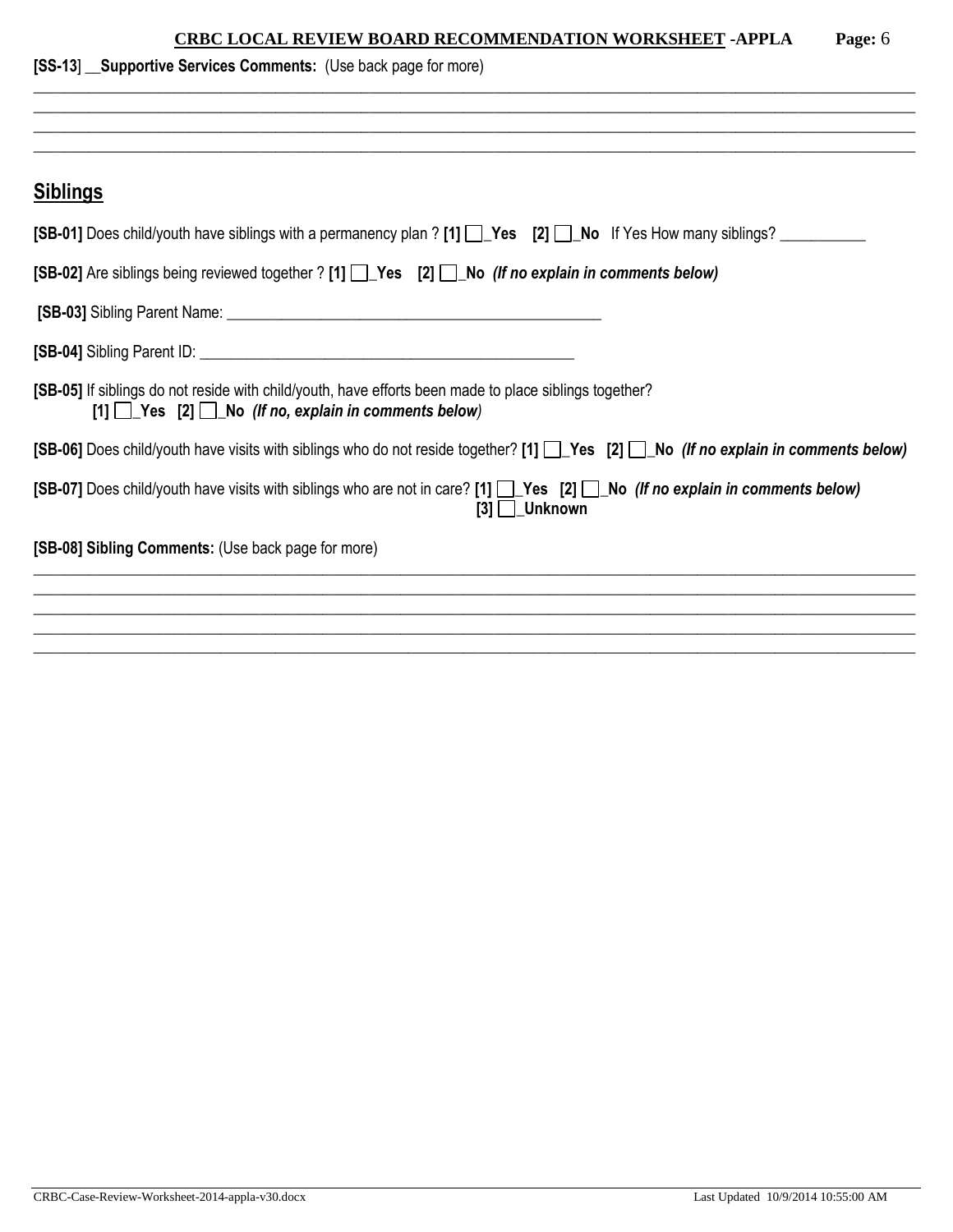**[SS-13] __Supportive Services Comments:** (Use back page for more)

______________________________________________________________________________________________________________
______________________________________________________________________________________________________________
______________________________________________________________________________________________________________
______________________________________________________________________________________________________________

## Siblings

**[SB-01]** Does child/youth have siblings with a permanency plan ? **[1] ☐_Yes [2] ☐_No** If Yes How many siblings? ___________

**[SB-02]** Are siblings being reviewed together ? **[1] ☐_Yes [2] ☐_No** ***(If no explain in comments below)***

**[SB-03]** Sibling Parent Name: _________________________________________________

**[SB-04]** Sibling Parent ID: _________________________________________________

**[SB-05]** If siblings do not reside with child/youth, have efforts been made to place siblings together?
**[1] ☐_Yes [2] ☐_No** ***(If no, explain in comments below)***

**[SB-06]** Does child/youth have visits with siblings who do not reside together? **[1] ☐_Yes [2] ☐_No** ***(If no explain in comments below)***

**[SB-07]** Does child/youth have visits with siblings who are not in care? **[1] ☐_Yes [2] ☐_No** ***(If no explain in comments below)***
**[3] ☐_Unknown**

**[SB-08] Sibling Comments:** (Use back page for more)

______________________________________________________________________________________________________________
______________________________________________________________________________________________________________
______________________________________________________________________________________________________________
______________________________________________________________________________________________________________
______________________________________________________________________________________________________________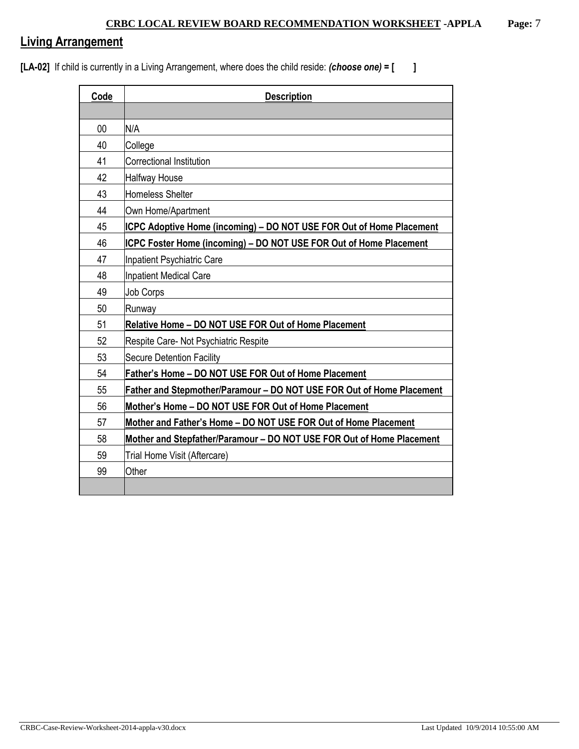## Living Arrangement

**[LA-02]** If child is currently in a Living Arrangement, where does the child reside: ***(choose one)* = [ ]**

| Code | Description |
|---|---|
| | |
| 00 | N/A |
| 40 | College |
| 41 | Correctional Institution |
| 42 | Halfway House |
| 43 | Homeless Shelter |
| 44 | Own Home/Apartment |
| 45 | **ICPC Adoptive Home (incoming) – DO NOT USE FOR Out of Home Placement** |
| 46 | **ICPC Foster Home (incoming) – DO NOT USE FOR Out of Home Placement** |
| 47 | Inpatient Psychiatric Care |
| 48 | Inpatient Medical Care |
| 49 | Job Corps |
| 50 | Runway |
| 51 | **Relative Home – DO NOT USE FOR Out of Home Placement** |
| 52 | Respite Care- Not Psychiatric Respite |
| 53 | Secure Detention Facility |
| 54 | **Father's Home – DO NOT USE FOR Out of Home Placement** |
| 55 | **Father and Stepmother/Paramour – DO NOT USE FOR Out of Home Placement** |
| 56 | **Mother's Home – DO NOT USE FOR Out of Home Placement** |
| 57 | **Mother and Father's Home – DO NOT USE FOR Out of Home Placement** |
| 58 | **Mother and Stepfather/Paramour – DO NOT USE FOR Out of Home Placement** |
| 59 | Trial Home Visit (Aftercare) |
| 99 | Other |
| | |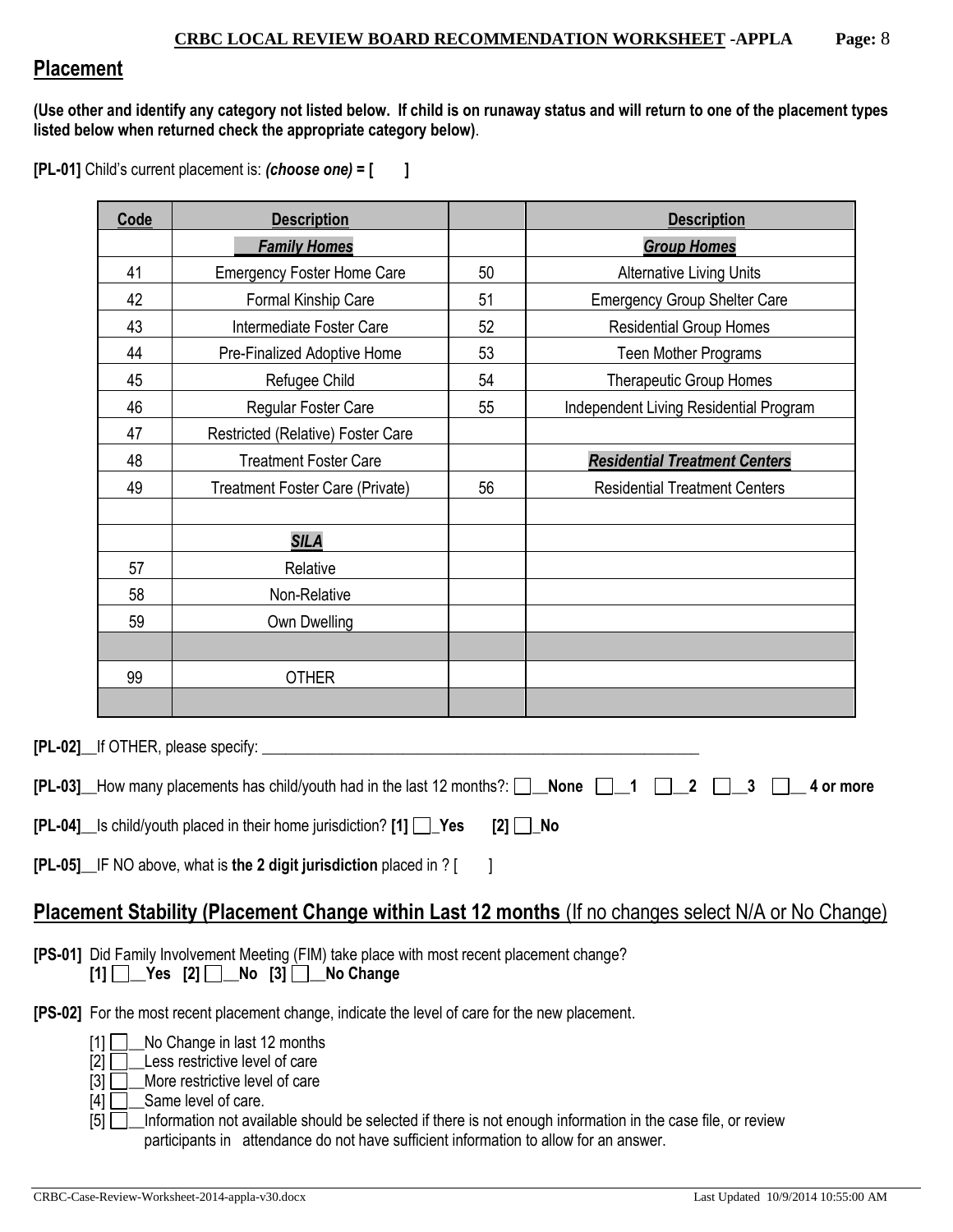## Placement

**(Use other and identify any category not listed below. If child is on runaway status and will return to one of the placement types listed below when returned check the appropriate category below)**.

**[PL-01]** Child's current placement is: ***(choose one)* = [ ]**

| Code | Description | | Description |
|---|---|---|---|
| | ***Family Homes*** | | ***Group Homes*** |
| 41 | Emergency Foster Home Care | 50 | Alternative Living Units |
| 42 | Formal Kinship Care | 51 | Emergency Group Shelter Care |
| 43 | Intermediate Foster Care | 52 | Residential Group Homes |
| 44 | Pre-Finalized Adoptive Home | 53 | Teen Mother Programs |
| 45 | Refugee Child | 54 | Therapeutic Group Homes |
| 46 | Regular Foster Care | 55 | Independent Living Residential Program |
| 47 | Restricted (Relative) Foster Care | | |
| 48 | Treatment Foster Care | | ***Residential Treatment Centers*** |
| 49 | Treatment Foster Care (Private) | 56 | Residential Treatment Centers |
| | | | |
| | ***SILA*** | | |
| 57 | Relative | | |
| 58 | Non-Relative | | |
| 59 | Own Dwelling | | |
| | | | |
| 99 | OTHER | | |
| | | | |

**[PL-02]**__If OTHER, please specify: ___________________________________________________________

**[PL-03]**__How many placements has child/youth had in the last 12 months?: ☐__**None** ☐__**1** ☐__**2** ☐__**3** ☐__ **4 or more**

**[PL-04]**__Is child/youth placed in their home jurisdiction? **[1]** ☐_**Yes** **[2]** ☐_**No**

**[PL-05]**__IF NO above, what is **the 2 digit jurisdiction** placed in ? [ ]

## Placement Stability (Placement Change within Last 12 months (If no changes select N/A or No Change)

**[PS-01]** Did Family Involvement Meeting (FIM) take place with most recent placement change?
**[1]** ☐__**Yes** **[2]** ☐__**No** **[3]** ☐__**No Change**

**[PS-02]** For the most recent placement change, indicate the level of care for the new placement.

- [1] ☐__No Change in last 12 months
- [2] ☐__Less restrictive level of care
- [3] ☐__More restrictive level of care
- [4] ☐__Same level of care.
- [5] ☐__Information not available should be selected if there is not enough information in the case file, or review participants in attendance do not have sufficient information to allow for an answer.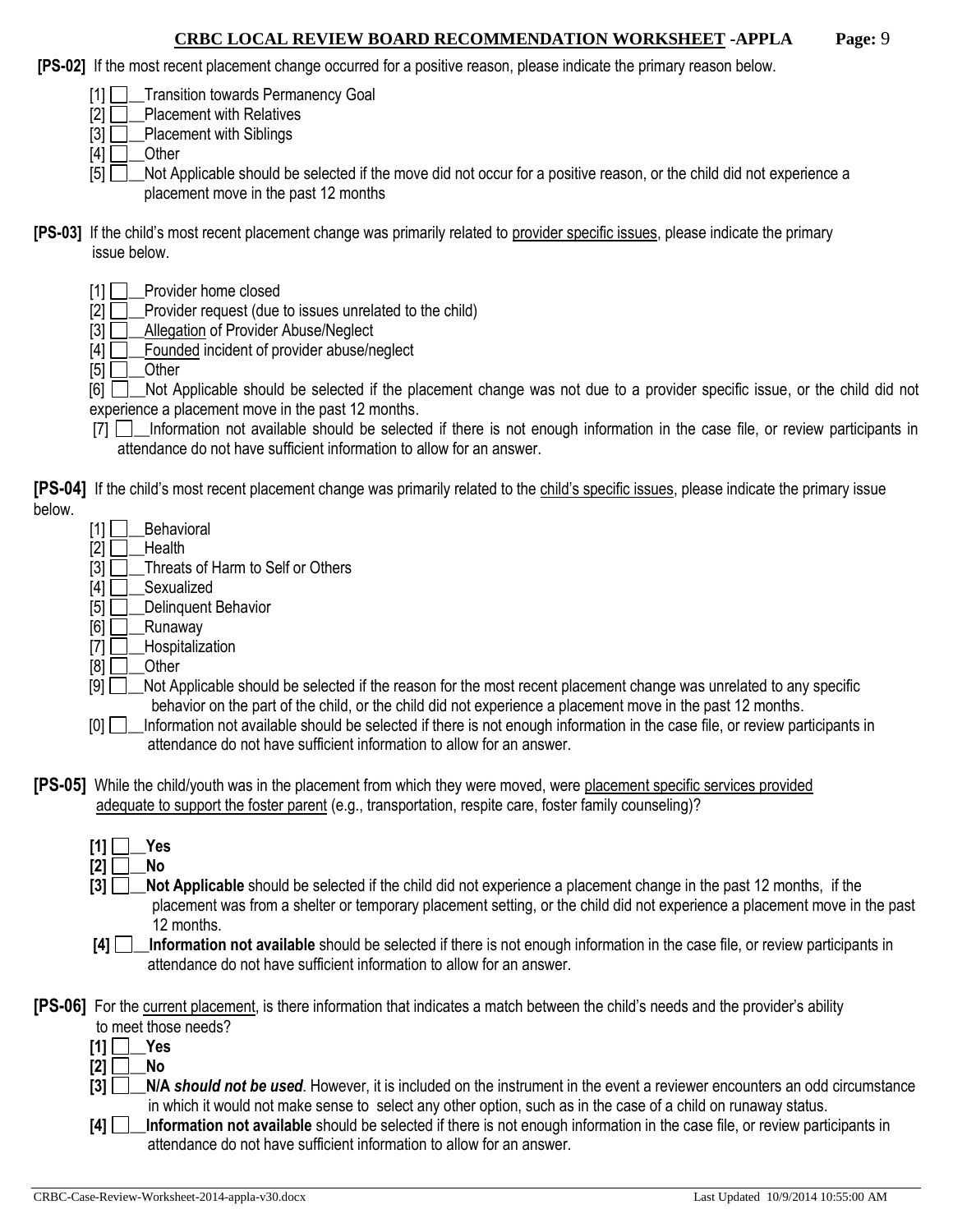**[PS-02]** If the most recent placement change occurred for a positive reason, please indicate the primary reason below.

- [1] ☐__Transition towards Permanency Goal
- [2] ☐__Placement with Relatives
- [3] ☐__Placement with Siblings
- [4] ☐__Other
- [5] ☐__Not Applicable should be selected if the move did not occur for a positive reason, or the child did not experience a placement move in the past 12 months

**[PS-03]** If the child's most recent placement change was primarily related to provider specific issues, please indicate the primary issue below.

- [1] ☐__Provider home closed
- [2] ☐__Provider request (due to issues unrelated to the child)
- [3] ☐__Allegation of Provider Abuse/Neglect
- [4] ☐__Founded incident of provider abuse/neglect
- [5] ☐__Other
- [6] ☐__Not Applicable should be selected if the placement change was not due to a provider specific issue, or the child did not experience a placement move in the past 12 months.
- [7] ☐__Information not available should be selected if there is not enough information in the case file, or review participants in attendance do not have sufficient information to allow for an answer.

**[PS-04]** If the child's most recent placement change was primarily related to the child's specific issues, please indicate the primary issue below.

- [1] ☐__Behavioral
- [2] ☐__Health
- [3] ☐__Threats of Harm to Self or Others
- [4] ☐__Sexualized
- [5] ☐__Delinquent Behavior
- [6] ☐__Runaway
- [7] ☐__Hospitalization
- [8] ☐__Other
- [9] ☐__Not Applicable should be selected if the reason for the most recent placement change was unrelated to any specific behavior on the part of the child, or the child did not experience a placement move in the past 12 months.
- [0] ☐__Information not available should be selected if there is not enough information in the case file, or review participants in attendance do not have sufficient information to allow for an answer.

**[PS-05]** While the child/youth was in the placement from which they were moved, were placement specific services provided adequate to support the foster parent (e.g., transportation, respite care, foster family counseling)?

- **[1]** ☐__**Yes**
- **[2]** ☐__**No**
- **[3]** ☐__**Not Applicable** should be selected if the child did not experience a placement change in the past 12 months, if the placement was from a shelter or temporary placement setting, or the child did not experience a placement move in the past 12 months.
- **[4]** ☐__**Information not available** should be selected if there is not enough information in the case file, or review participants in attendance do not have sufficient information to allow for an answer.

**[PS-06]** For the current placement, is there information that indicates a match between the child's needs and the provider's ability to meet those needs?

- **[1]** ☐__**Yes**
- **[2]** ☐__**No**
- **[3]** ☐__**N/A** ***should not be used***. However, it is included on the instrument in the event a reviewer encounters an odd circumstance in which it would not make sense to select any other option, such as in the case of a child on runaway status.
- **[4]** ☐__**Information not available** should be selected if there is not enough information in the case file, or review participants in attendance do not have sufficient information to allow for an answer.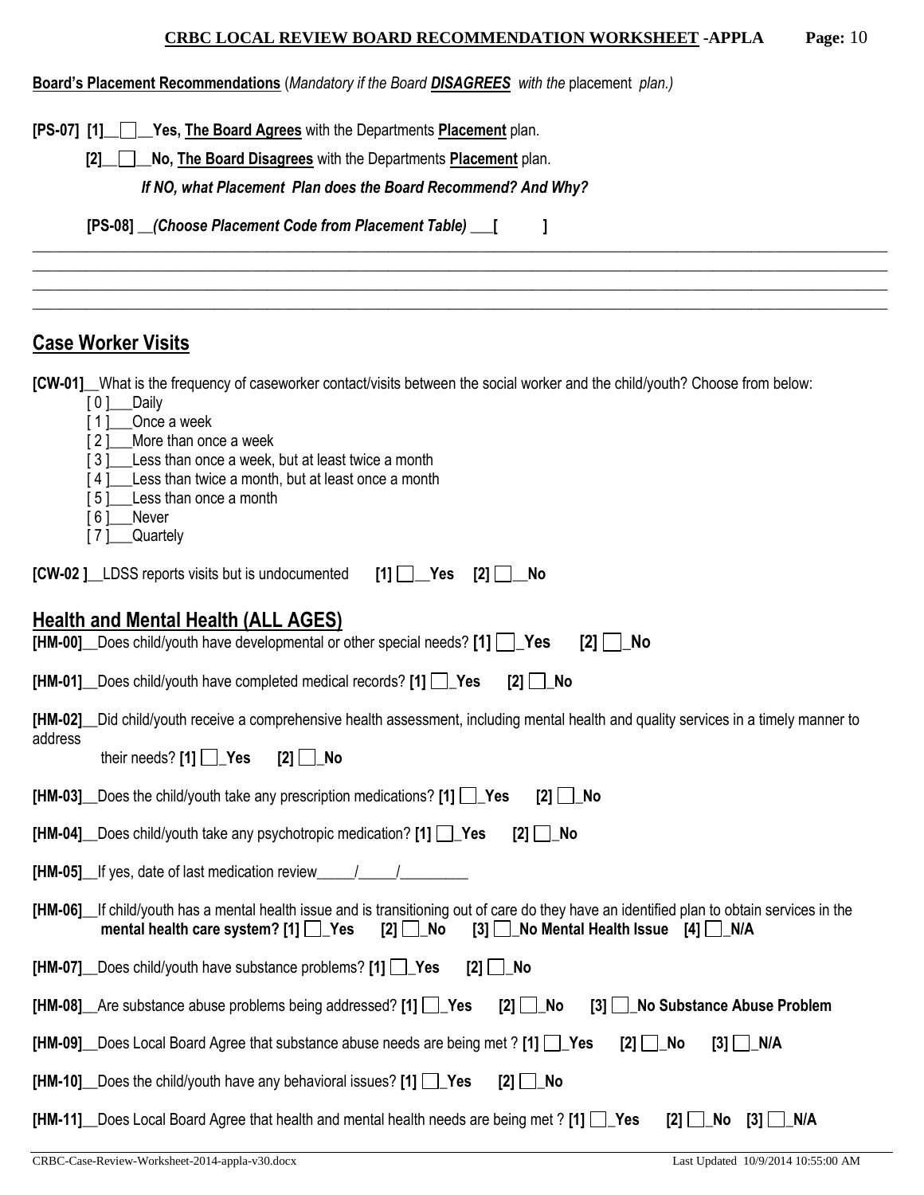**Board's Placement Recommendations** (*Mandatory if the Board **DISAGREES** with the* placement *plan.)*

**[PS-07] [1]__☐__Yes, The Board Agrees** with the Departments **Placement** plan.

**[2]__☐__No, The Board Disagrees** with the Departments **Placement** plan.

***If NO, what Placement Plan does the Board Recommend? And Why?***

**[PS-08] __*(Choose Placement Code from Placement Table)* ___[ ]**

________________________________________________________________________________

________________________________________________________________________________

________________________________________________________________________________

________________________________________________________________________________

## Case Worker Visits

**[CW-01]**__What is the frequency of caseworker contact/visits between the social worker and the child/youth? Choose from below:

- [ 0 ]___Daily
- [ 1 ]___Once a week
- [ 2 ]___More than once a week
- [ 3 ]___Less than once a week, but at least twice a month
- [ 4 ]___Less than twice a month, but at least once a month
- [ 5 ]___Less than once a month
- [ 6 ]___Never
- [ 7 ]___Quartely

**[CW-02 ]**__LDSS reports visits but is undocumented **[1] ☐__Yes [2] ☐__No**

## Health and Mental Health (ALL AGES)

**[HM-00]**__Does child/youth have developmental or other special needs? **[1] ☐_Yes [2] ☐_No**

**[HM-01]**__Does child/youth have completed medical records? **[1] ☐_Yes [2] ☐_No**

**[HM-02]**__Did child/youth receive a comprehensive health assessment, including mental health and quality services in a timely manner to address their needs? **[1] ☐_Yes [2] ☐_No**

**[HM-03]**__Does the child/youth take any prescription medications? **[1] ☐_Yes [2] ☐_No**

**[HM-04]**__Does child/youth take any psychotropic medication? **[1] ☐_Yes [2] ☐_No**

**[HM-05]**__If yes, date of last medication review_____/_____/_________

**[HM-06]**__If child/youth has a mental health issue and is transitioning out of care do they have an identified plan to obtain services in the **mental health care system? [1] ☐_Yes [2] ☐_No [3] ☐_No Mental Health Issue [4] ☐_N/A**

**[HM-07]**__Does child/youth have substance problems? **[1] ☐_Yes [2] ☐_No**

**[HM-08]**__Are substance abuse problems being addressed? **[1] ☐_Yes [2] ☐_No [3] ☐_No Substance Abuse Problem**

**[HM-09]**__Does Local Board Agree that substance abuse needs are being met ? **[1] ☐_Yes [2] ☐_No [3] ☐_N/A**

**[HM-10]**__Does the child/youth have any behavioral issues? **[1] ☐_Yes [2] ☐_No**

**[HM-11]**__Does Local Board Agree that health and mental health needs are being met ? **[1] ☐_Yes [2] ☐_No [3] ☐_N/A**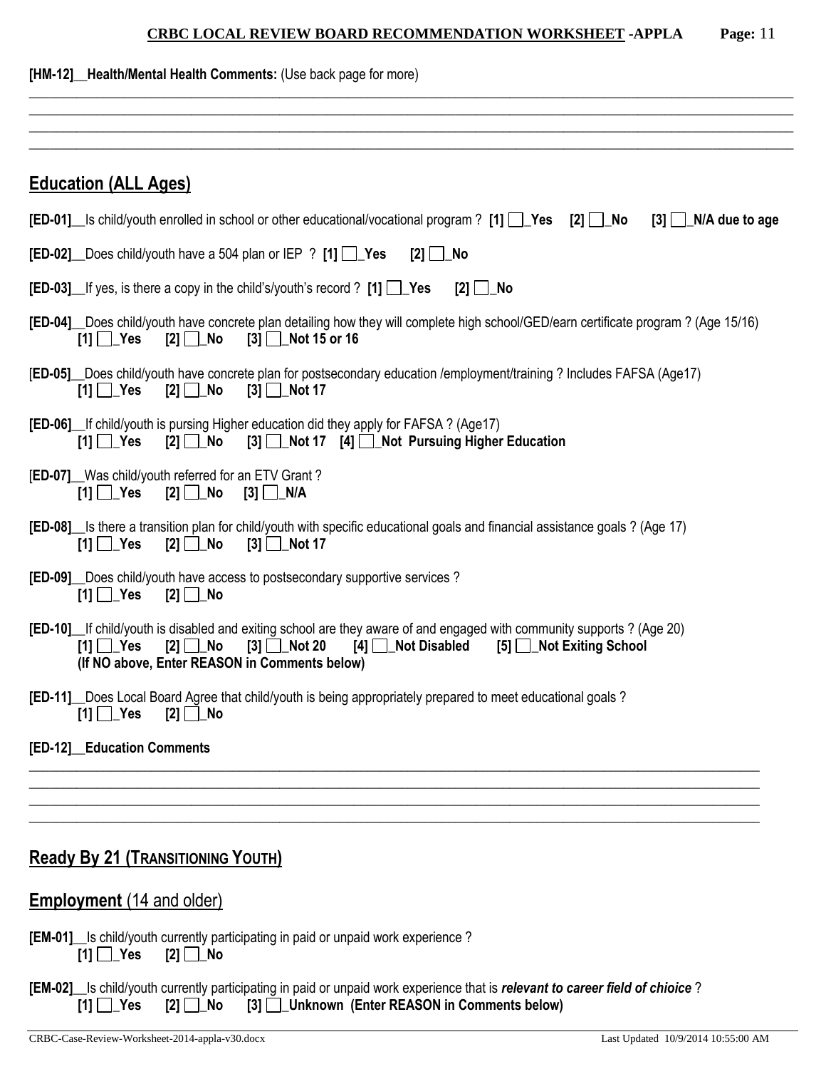**[HM-12]__Health/Mental Health Comments:** (Use back page for more)

______________________________________________________________________________________________________
______________________________________________________________________________________________________
______________________________________________________________________________________________________
______________________________________________________________________________________________________

## Education (ALL Ages)

**[ED-01]**__Is child/youth enrolled in school or other educational/vocational program ? **[1] ☐_Yes [2] ☐_No [3] ☐_N/A due to age**

**[ED-02]**__Does child/youth have a 504 plan or IEP ? **[1] ☐_Yes [2] ☐_No**

**[ED-03]**__If yes, is there a copy in the child's/youth's record ? **[1] ☐_Yes [2] ☐_No**

**[ED-04]**__Does child/youth have concrete plan detailing how they will complete high school/GED/earn certificate program ? (Age 15/16)
**[1] ☐_Yes [2] ☐_No [3] ☐_Not 15 or 16**

[**ED-05]**__Does child/youth have concrete plan for postsecondary education /employment/training ? Includes FAFSA (Age17)
**[1] ☐_Yes [2] ☐_No [3] ☐_Not 17**

**[ED-06]**__If child/youth is pursing Higher education did they apply for FAFSA ? (Age17)
**[1] ☐_Yes [2] ☐_No [3] ☐_Not 17 [4] ☐_Not Pursuing Higher Education**

[**ED-07]**__Was child/youth referred for an ETV Grant ?
**[1] ☐_Yes [2] ☐_No [3] ☐_N/A**

**[ED-08]**__Is there a transition plan for child/youth with specific educational goals and financial assistance goals ? (Age 17)
**[1] ☐_Yes [2] ☐_No [3] ☐_Not 17**

**[ED-09]**__Does child/youth have access to postsecondary supportive services ?
**[1] ☐_Yes [2] ☐_No**

**[ED-10]**__If child/youth is disabled and exiting school are they aware of and engaged with community supports ? (Age 20)
**[1] ☐_Yes [2] ☐_No [3] ☐_Not 20 [4] ☐_Not Disabled [5] ☐_Not Exiting School**
**(If NO above, Enter REASON in Comments below)**

**[ED-11]**__Does Local Board Agree that child/youth is being appropriately prepared to meet educational goals ?
**[1] ☐_Yes [2] ☐_No**

**[ED-12]__Education Comments**

______________________________________________________________________________________________________
______________________________________________________________________________________________________
______________________________________________________________________________________________________
______________________________________________________________________________________________________

## Ready By 21 (Transitioning Youth)

## Employment (14 and older)

**[EM-01]**__Is child/youth currently participating in paid or unpaid work experience ?
**[1] ☐_Yes [2] ☐_No**

**[EM-02]**__Is child/youth currently participating in paid or unpaid work experience that is ***relevant to career field of chioice*** ?
**[1] ☐_Yes [2] ☐_No [3] ☐_Unknown (Enter REASON in Comments below)**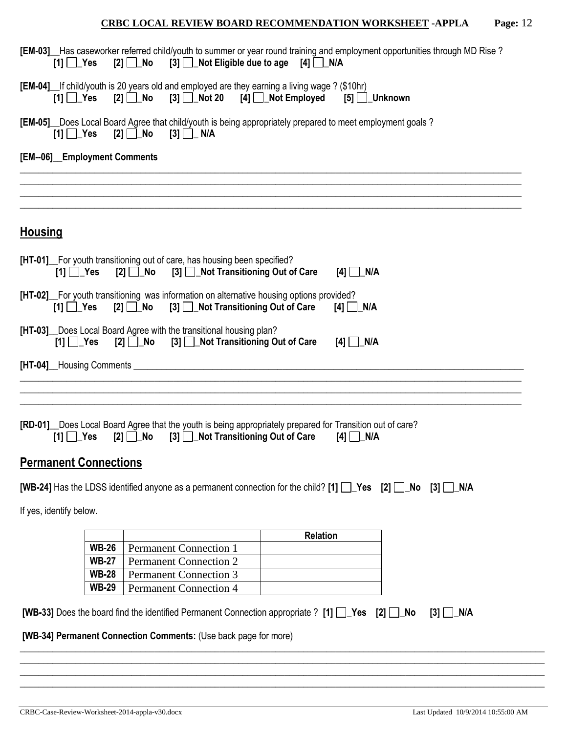**[EM-03]**__Has caseworker referred child/youth to summer or year round training and employment opportunities through MD Rise ?
**[1] ☐_Yes [2] ☐_No [3] ☐_Not Eligible due to age [4] ☐_N/A**

**[EM-04]**__If child/youth is 20 years old and employed are they earning a living wage ? ($10hr)
**[1] ☐_Yes [2] ☐_No [3] ☐_Not 20 [4] ☐_Not Employed [5] ☐_Unknown**

**[EM-05]**__Does Local Board Agree that child/youth is being appropriately prepared to meet employment goals ?
**[1] ☐_Yes [2] ☐_No [3] ☐_ N/A**

**[EM--06]__Employment Comments**

______________________________________________________________________________________________
______________________________________________________________________________________________
______________________________________________________________________________________________
______________________________________________________________________________________________

## Housing

**[HT-01]**__For youth transitioning out of care, has housing been specified?
**[1] ☐_Yes [2] ☐_No [3] ☐_Not Transitioning Out of Care [4] ☐_N/A**

**[HT-02]**__For youth transitioning was information on alternative housing options provided?
**[1] ☐_Yes [2] ☐_No [3] ☐_Not Transitioning Out of Care [4] ☐_N/A**

**[HT-03]**__Does Local Board Agree with the transitional housing plan?
**[1] ☐_Yes [2] ☐_No [3] ☐_Not Transitioning Out of Care [4] ☐_N/A**

**[HT-04]**__Housing Comments ______________________________________________________________________________
______________________________________________________________________________________________
______________________________________________________________________________________________
______________________________________________________________________________________________

**[RD-01]**__Does Local Board Agree that the youth is being appropriately prepared for Transition out of care?
**[1] ☐_Yes [2] ☐_No [3] ☐_Not Transitioning Out of Care [4] ☐_N/A**

## Permanent Connections

**[WB-24]** Has the LDSS identified anyone as a permanent connection for the child? **[1] ☐_Yes [2] ☐_No [3] ☐_N/A**

If yes, identify below.

| | | Relation |
|---|---|---|
| **WB-26** | Permanent Connection 1 | |
| **WB-27** | Permanent Connection 2 | |
| **WB-28** | Permanent Connection 3 | |
| **WB-29** | Permanent Connection 4 | |

**[WB-33]** Does the board find the identified Permanent Connection appropriate ? **[1] ☐_Yes [2] ☐_No [3] ☐_N/A**

**[WB-34] Permanent Connection Comments:** (Use back page for more)

______________________________________________________________________________________________
______________________________________________________________________________________________
______________________________________________________________________________________________
______________________________________________________________________________________________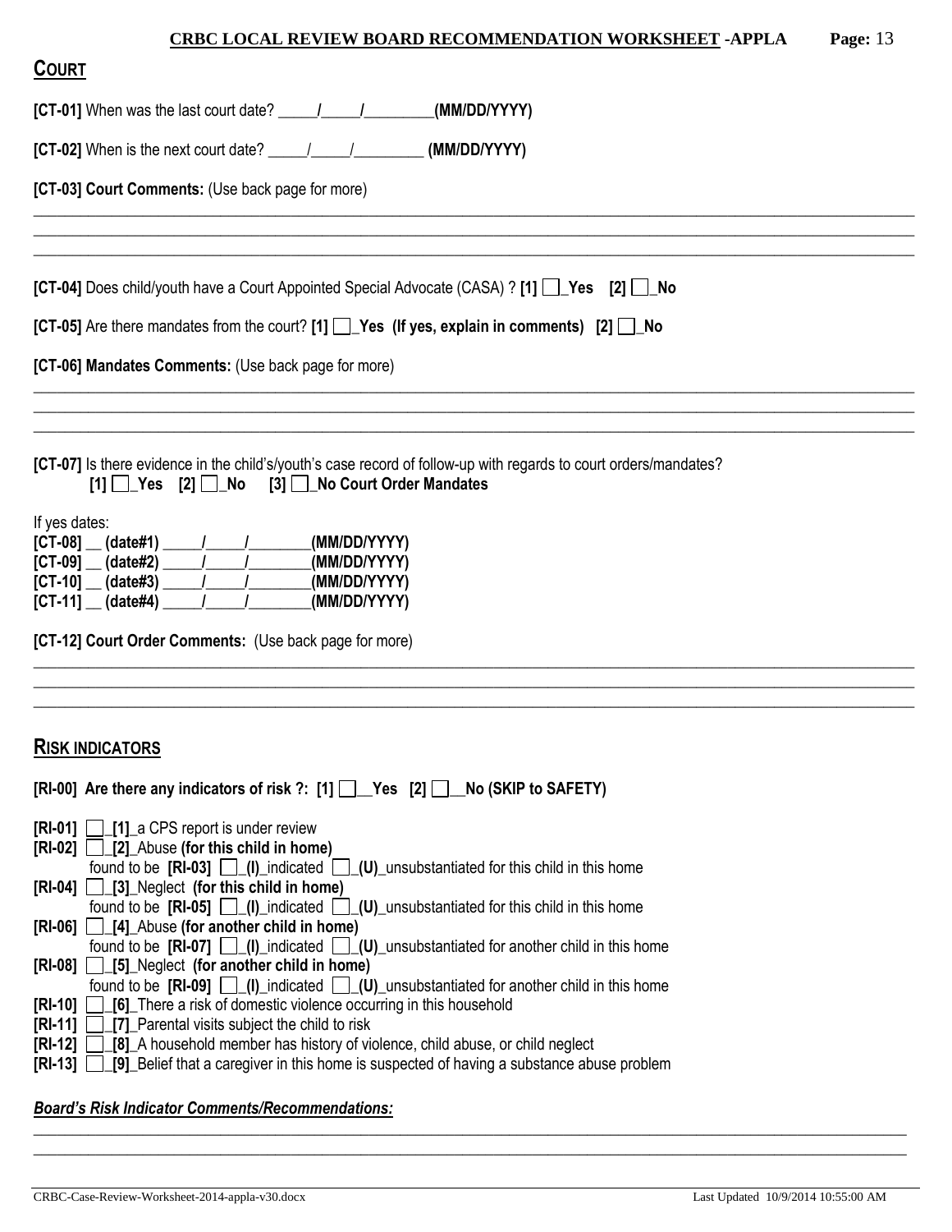## COURT

**[CT-01]** When was the last court date? _____/_____/_________**(MM/DD/YYYY)**

**[CT-02]** When is the next court date? _____/_____/_________ **(MM/DD/YYYY)**

**[CT-03] Court Comments:** (Use back page for more)

______________________________________________________________________________________________________
______________________________________________________________________________________________________
______________________________________________________________________________________________________

**[CT-04]** Does child/youth have a Court Appointed Special Advocate (CASA) ? **[1]** ☐_**Yes** **[2]** ☐_**No**

**[CT-05]** Are there mandates from the court? **[1]** ☐_**Yes (If yes, explain in comments)** **[2]** ☐_**No**

**[CT-06] Mandates Comments:** (Use back page for more)

______________________________________________________________________________________________________
______________________________________________________________________________________________________
______________________________________________________________________________________________________

**[CT-07]** Is there evidence in the child's/youth's case record of follow-up with regards to court orders/mandates?
**[1]** ☐_**Yes** **[2]** ☐_**No** **[3]** ☐_**No Court Order Mandates**

If yes dates:
**[CT-08]** __ **(date#1)** _____/_____/________**(MM/DD/YYYY)**
**[CT-09]** __ **(date#2)** _____/_____/________**(MM/DD/YYYY)**
**[CT-10]** __ **(date#3)** _____/_____/________**(MM/DD/YYYY)**
**[CT-11]** __ **(date#4)** _____/_____/________**(MM/DD/YYYY)**

**[CT-12] Court Order Comments:** (Use back page for more)

______________________________________________________________________________________________________
______________________________________________________________________________________________________
______________________________________________________________________________________________________

## RISK INDICATORS

**[RI-00] Are there any indicators of risk ?: [1]** ☐__**Yes** **[2]** ☐__**No (SKIP to SAFETY)**

**[RI-01]** ☐_**[1]**_a CPS report is under review
**[RI-02]** ☐_**[2]**_Abuse **(for this child in home)**
found to be **[RI-03]** ☐_**(I)**_indicated ☐_**(U)**_unsubstantiated for this child in this home
**[RI-04]** ☐_**[3]**_Neglect **(for this child in home)**
found to be **[RI-05]** ☐_**(I)**_indicated ☐_**(U)**_unsubstantiated for this child in this home
**[RI-06]** ☐_**[4]**_Abuse **(for another child in home)**
found to be **[RI-07]** ☐_**(I)**_indicated ☐_**(U)**_unsubstantiated for another child in this home
**[RI-08]** ☐_**[5]**_Neglect **(for another child in home)**
found to be **[RI-09]** ☐_**(I)**_indicated ☐_**(U)**_unsubstantiated for another child in this home
**[RI-10]** ☐_**[6]**_There a risk of domestic violence occurring in this household
**[RI-11]** ☐_**[7]**_Parental visits subject the child to risk
**[RI-12]** ☐_**[8]**_A household member has history of violence, child abuse, or child neglect
**[RI-13]** ☐_**[9]**_Belief that a caregiver in this home is suspected of having a substance abuse problem

***Board's Risk Indicator Comments/Recommendations:***

______________________________________________________________________________________________________
______________________________________________________________________________________________________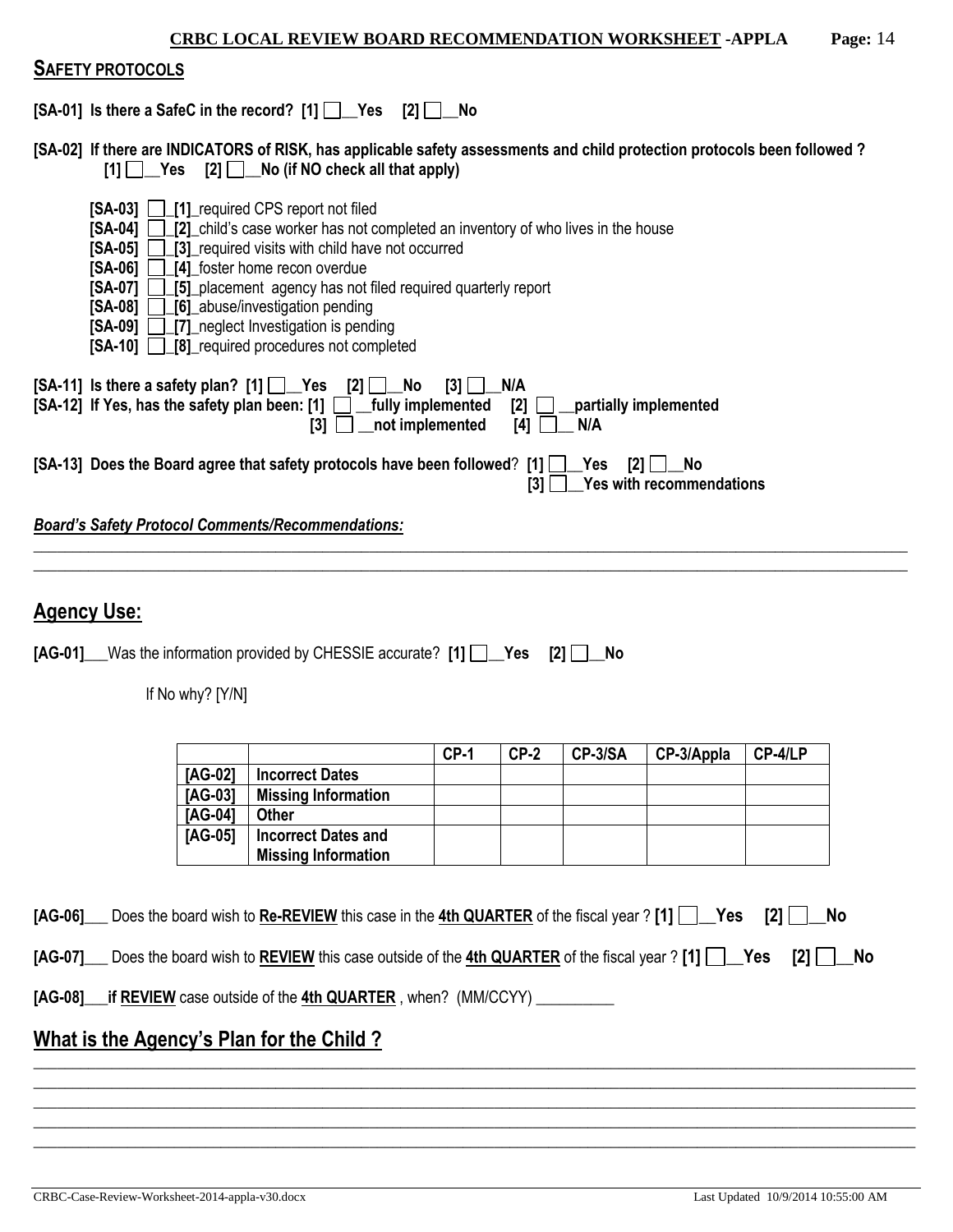## SAFETY PROTOCOLS

**[SA-01] Is there a SafeC in the record? [1] ☐__Yes [2] ☐__No**

**[SA-02] If there are INDICATORS of RISK, has applicable safety assessments and child protection protocols been followed ?**
**[1] ☐__Yes [2] ☐__No (if NO check all that apply)**

- **[SA-03]** ☐_**[1]**_required CPS report not filed
- **[SA-04]** ☐_**[2]**_child's case worker has not completed an inventory of who lives in the house
- **[SA-05]** ☐_**[3]**_required visits with child have not occurred
- **[SA-06]** ☐_**[4]**_foster home recon overdue
- **[SA-07]** ☐_**[5]**_placement agency has not filed required quarterly report
- **[SA-08]** ☐_**[6]**_abuse/investigation pending
- **[SA-09]** ☐_**[7]**_neglect Investigation is pending
- **[SA-10]** ☐_**[8]**_required procedures not completed

**[SA-11] Is there a safety plan? [1] ☐__Yes [2] ☐__No [3] ☐__N/A**
**[SA-12] If Yes, has the safety plan been: [1] ☐ __fully implemented [2] ☐ __partially implemented [3] ☐ __not implemented [4] ☐__ N/A**

**[SA-13] Does the Board agree that safety protocols have been followed? [1] ☐__Yes [2] ☐__No [3] ☐__Yes with recommendations**

***Board's Safety Protocol Comments/Recommendations:***

______________________________________________________________________________

______________________________________________________________________________

## Agency Use:

**[AG-01]**___Was the information provided by CHESSIE accurate? **[1] ☐__Yes [2] ☐__No**

If No why? [Y/N]

| | | CP-1 | CP-2 | CP-3/SA | CP-3/Appla | CP-4/LP |
|---|---|---|---|---|---|---|
| [AG-02] | Incorrect Dates | | | | | |
| [AG-03] | Missing Information | | | | | |
| [AG-04] | Other | | | | | |
| [AG-05] | Incorrect Dates and Missing Information | | | | | |

**[AG-06]**___ Does the board wish to **Re-REVIEW** this case in the **4th QUARTER** of the fiscal year ? **[1] ☐__Yes [2] ☐__No**

**[AG-07]**___ Does the board wish to **REVIEW** this case outside of the **4th QUARTER** of the fiscal year ? **[1] ☐__Yes [2] ☐__No**

**[AG-08]___if REVIEW** case outside of the **4th QUARTER** , when? (MM/CCYY) __________

## What is the Agency's Plan for the Child ?

______________________________________________________________________________

______________________________________________________________________________

______________________________________________________________________________

______________________________________________________________________________

______________________________________________________________________________